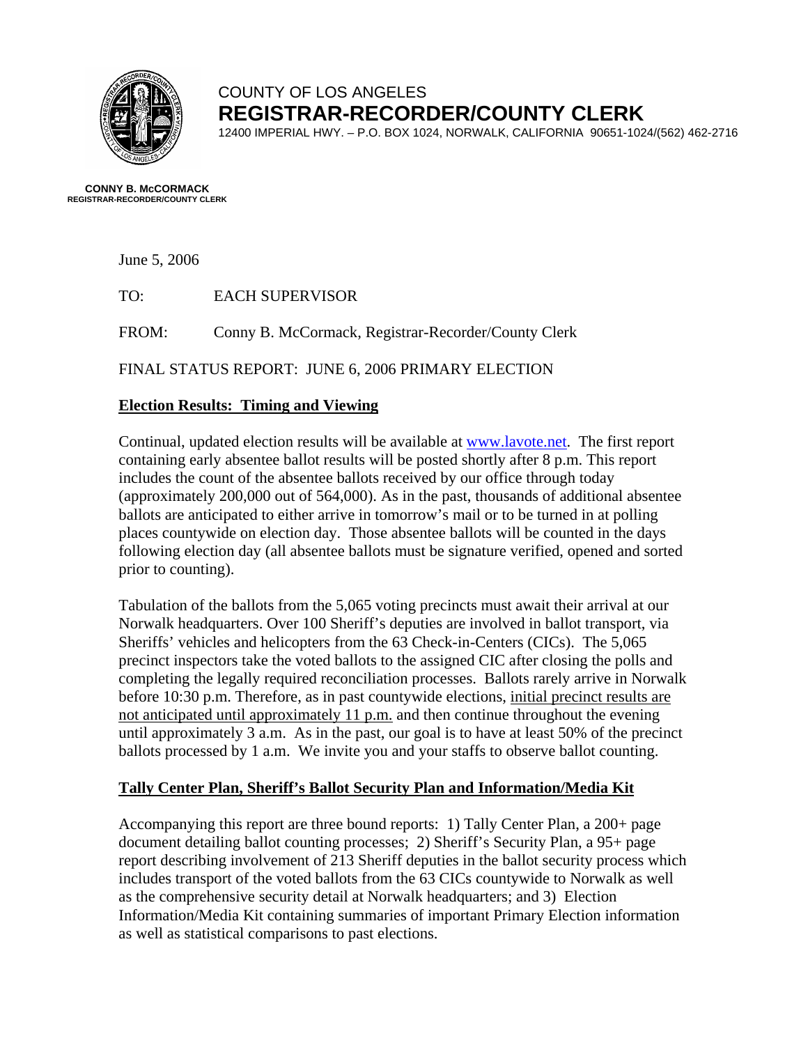COUNTY OF LOS ANGELES
**REGISTRAR-RECORDER/COUNTY CLERK**
12400 IMPERIAL HWY. – P.O. BOX 1024, NORWALK, CALIFORNIA 90651-1024/(562) 462-2716

**CONNY B. McCORMACK**
**REGISTRAR-RECORDER/COUNTY CLERK**

June 5, 2006

TO: EACH SUPERVISOR

FROM: Conny B. McCormack, Registrar-Recorder/County Clerk

FINAL STATUS REPORT: JUNE 6, 2006 PRIMARY ELECTION

## Election Results: Timing and Viewing

Continual, updated election results will be available at www.lavote.net. The first report containing early absentee ballot results will be posted shortly after 8 p.m. This report includes the count of the absentee ballots received by our office through today (approximately 200,000 out of 564,000). As in the past, thousands of additional absentee ballots are anticipated to either arrive in tomorrow's mail or to be turned in at polling places countywide on election day. Those absentee ballots will be counted in the days following election day (all absentee ballots must be signature verified, opened and sorted prior to counting).

Tabulation of the ballots from the 5,065 voting precincts must await their arrival at our Norwalk headquarters. Over 100 Sheriff's deputies are involved in ballot transport, via Sheriffs' vehicles and helicopters from the 63 Check-in-Centers (CICs). The 5,065 precinct inspectors take the voted ballots to the assigned CIC after closing the polls and completing the legally required reconciliation processes. Ballots rarely arrive in Norwalk before 10:30 p.m. Therefore, as in past countywide elections, initial precinct results are not anticipated until approximately 11 p.m. and then continue throughout the evening until approximately 3 a.m. As in the past, our goal is to have at least 50% of the precinct ballots processed by 1 a.m. We invite you and your staffs to observe ballot counting.

## Tally Center Plan, Sheriff's Ballot Security Plan and Information/Media Kit

Accompanying this report are three bound reports: 1) Tally Center Plan, a 200+ page document detailing ballot counting processes; 2) Sheriff's Security Plan, a 95+ page report describing involvement of 213 Sheriff deputies in the ballot security process which includes transport of the voted ballots from the 63 CICs countywide to Norwalk as well as the comprehensive security detail at Norwalk headquarters; and 3) Election Information/Media Kit containing summaries of important Primary Election information as well as statistical comparisons to past elections.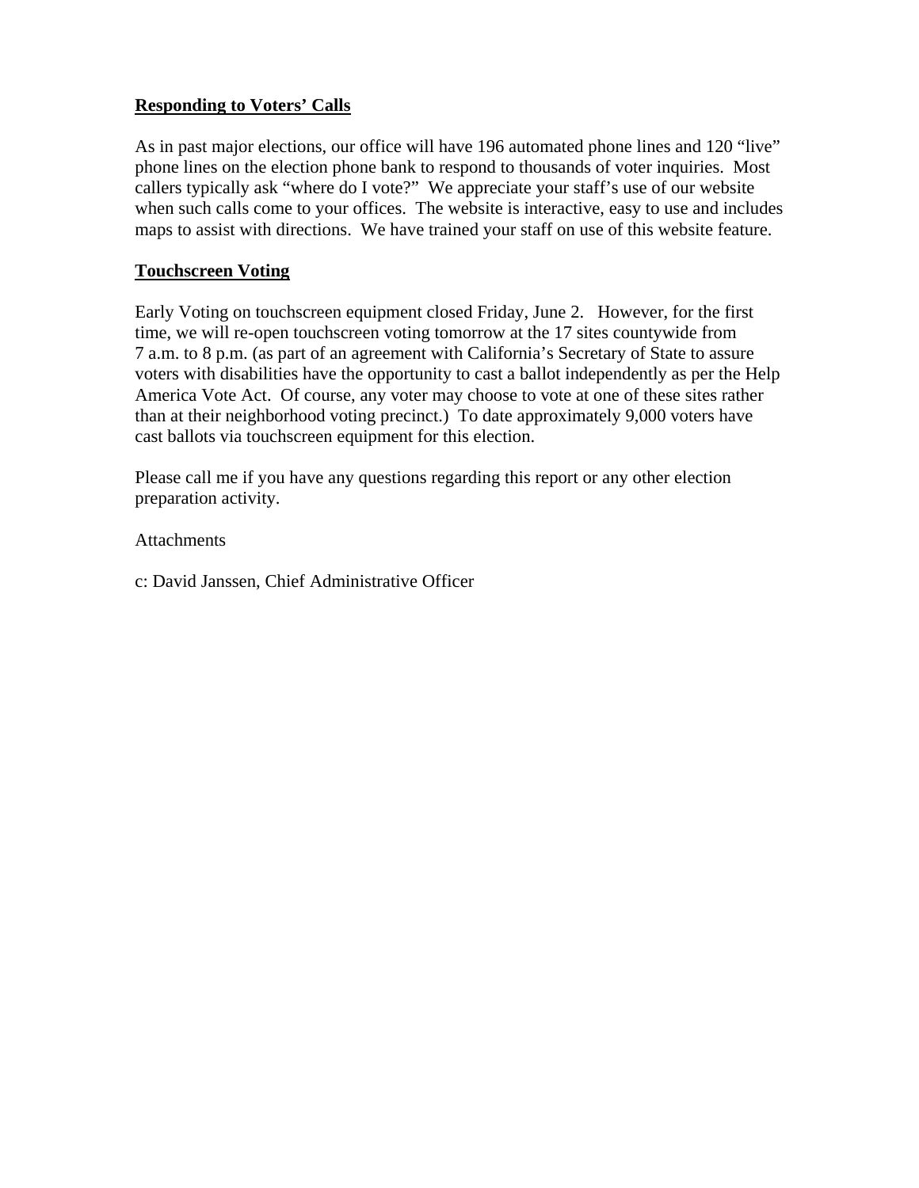## Responding to Voters' Calls

As in past major elections, our office will have 196 automated phone lines and 120 "live" phone lines on the election phone bank to respond to thousands of voter inquiries. Most callers typically ask "where do I vote?" We appreciate your staff's use of our website when such calls come to your offices. The website is interactive, easy to use and includes maps to assist with directions. We have trained your staff on use of this website feature.

## Touchscreen Voting

Early Voting on touchscreen equipment closed Friday, June 2. However, for the first time, we will re-open touchscreen voting tomorrow at the 17 sites countywide from 7 a.m. to 8 p.m. (as part of an agreement with California's Secretary of State to assure voters with disabilities have the opportunity to cast a ballot independently as per the Help America Vote Act. Of course, any voter may choose to vote at one of these sites rather than at their neighborhood voting precinct.) To date approximately 9,000 voters have cast ballots via touchscreen equipment for this election.

Please call me if you have any questions regarding this report or any other election preparation activity.

Attachments

c: David Janssen, Chief Administrative Officer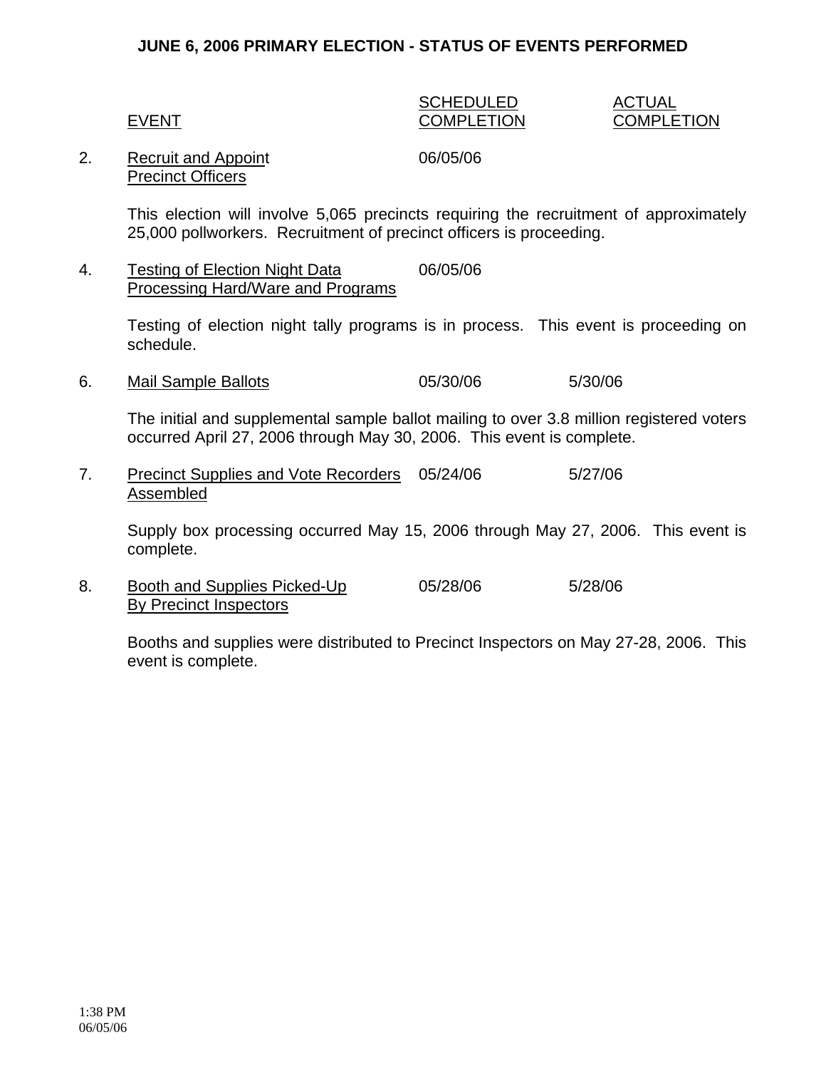**JUNE 6, 2006 PRIMARY ELECTION - STATUS OF EVENTS PERFORMED**

| | EVENT | SCHEDULED COMPLETION | ACTUAL COMPLETION |
|---|---|---|---|
| 2. | Recruit and Appoint Precinct Officers | 06/05/06 | |
| 4. | Testing of Election Night Data Processing Hard/Ware and Programs | 06/05/06 | |
| 6. | Mail Sample Ballots | 05/30/06 | 5/30/06 |
| 7. | Precinct Supplies and Vote Recorders Assembled | 05/24/06 | 5/27/06 |
| 8. | Booth and Supplies Picked-Up By Precinct Inspectors | 05/28/06 | 5/28/06 |

2. Recruit and Appoint Precinct Officers — Scheduled Completion: 06/05/06

   This election will involve 5,065 precincts requiring the recruitment of approximately 25,000 pollworkers. Recruitment of precinct officers is proceeding.

4. Testing of Election Night Data Processing Hard/Ware and Programs — Scheduled Completion: 06/05/06

   Testing of election night tally programs is in process. This event is proceeding on schedule.

6. Mail Sample Ballots — Scheduled Completion: 05/30/06 — Actual Completion: 5/30/06

   The initial and supplemental sample ballot mailing to over 3.8 million registered voters occurred April 27, 2006 through May 30, 2006. This event is complete.

7. Precinct Supplies and Vote Recorders Assembled — Scheduled Completion: 05/24/06 — Actual Completion: 5/27/06

   Supply box processing occurred May 15, 2006 through May 27, 2006. This event is complete.

8. Booth and Supplies Picked-Up By Precinct Inspectors — Scheduled Completion: 05/28/06 — Actual Completion: 5/28/06

   Booths and supplies were distributed to Precinct Inspectors on May 27-28, 2006. This event is complete.

1:38 PM
06/05/06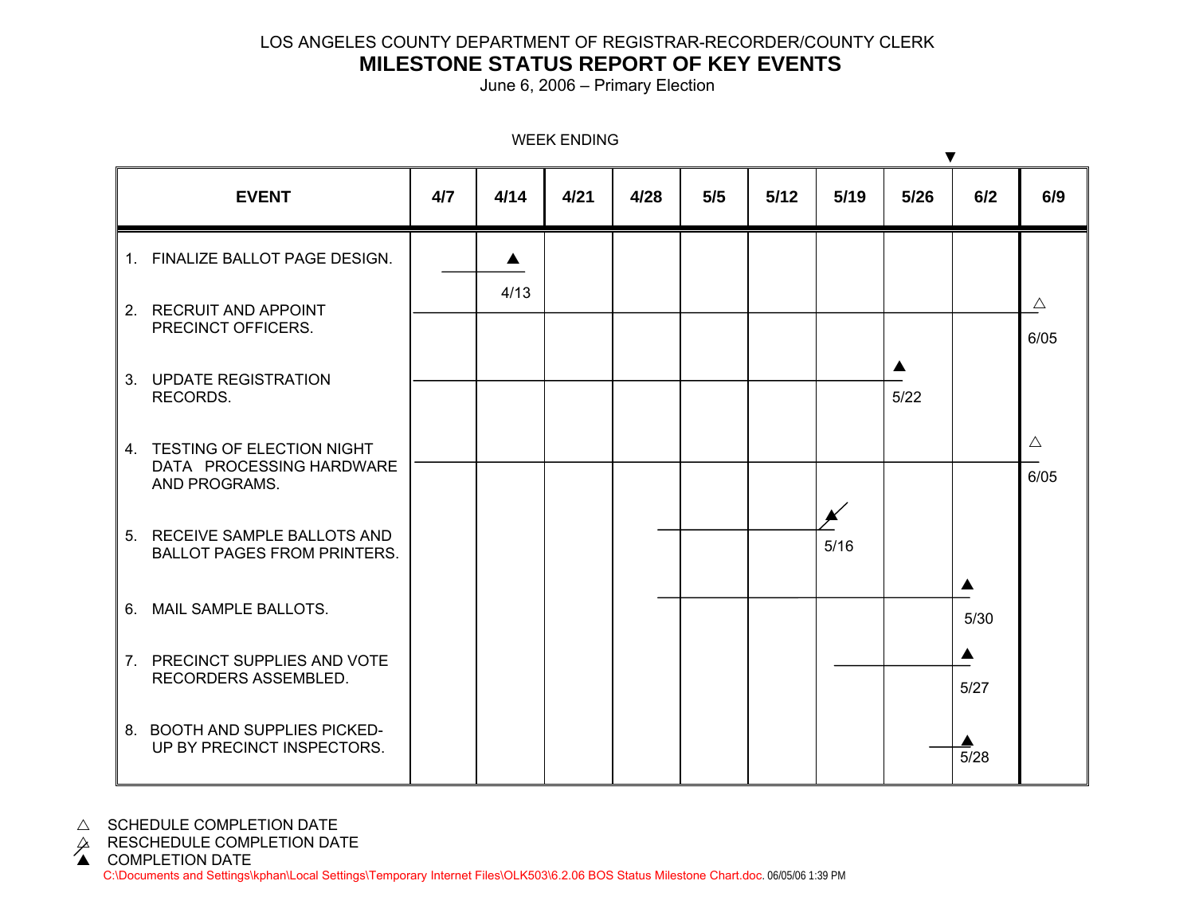LOS ANGELES COUNTY DEPARTMENT OF REGISTRAR-RECORDER/COUNTY CLERK

# MILESTONE STATUS REPORT OF KEY EVENTS

June 6, 2006 – Primary Election

WEEK ENDING

▼

| EVENT | 4/7 | 4/14 | 4/21 | 4/28 | 5/5 | 5/12 | 5/19 | 5/26 | 6/2 | 6/9 |
|---|---|---|---|---|---|---|---|---|---|---|
| 1. FINALIZE BALLOT PAGE DESIGN. | | ▲ 4/13 | | | | | | | | |
| 2. RECRUIT AND APPOINT PRECINCT OFFICERS. | | | | | | | | | | △ 6/05 |
| 3. UPDATE REGISTRATION RECORDS. | | | | | | | | ▲ 5/22 | | |
| 4. TESTING OF ELECTION NIGHT DATA PROCESSING HARDWARE AND PROGRAMS. | | | | | | | | | | △ 6/05 |
| 5. RECEIVE SAMPLE BALLOTS AND BALLOT PAGES FROM PRINTERS. | | | | | | | ▲ 5/16 | | | |
| 6. MAIL SAMPLE BALLOTS. | | | | | | | | | ▲ 5/30 | |
| 7. PRECINCT SUPPLIES AND VOTE RECORDERS ASSEMBLED. | | | | | | | | | ▲ 5/27 | |
| 8. BOOTH AND SUPPLIES PICKED-UP BY PRECINCT INSPECTORS. | | | | | | | | | ▲ 5/28 | |

△ SCHEDULE COMPLETION DATE

△ RESCHEDULE COMPLETION DATE

▲ COMPLETION DATE

C:\Documents and Settings\kphan\Local Settings\Temporary Internet Files\OLK503\6.2.06 BOS Status Milestone Chart.doc. 06/05/06 1:39 PM